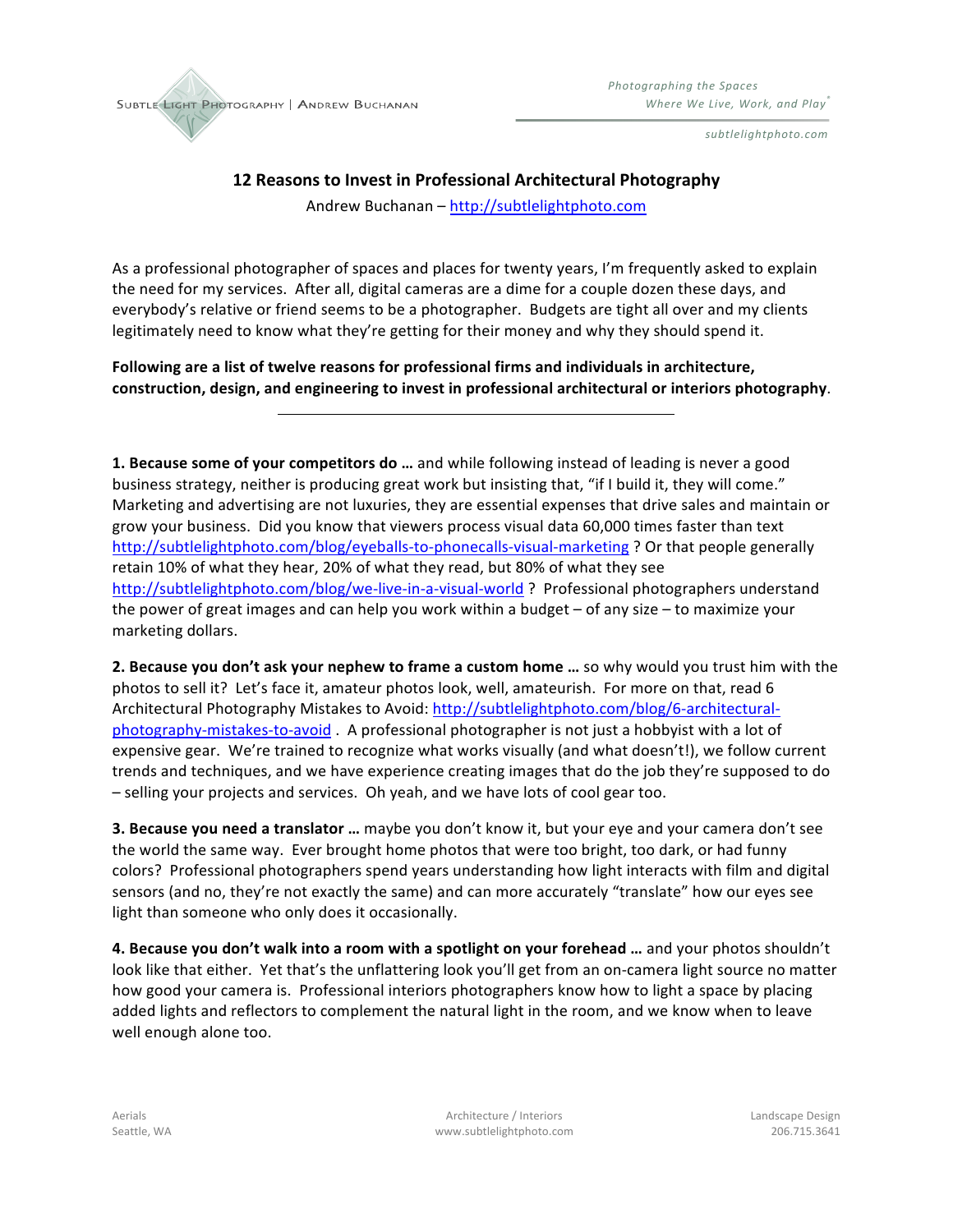# 12 Reasons to Invest in Professional Architectural Photography

Andrew Buchanan – http://subtlelightphoto.com

As a professional photographer of spaces and places for twenty years, I'm frequently asked to explain the need for my services. After all, digital cameras are a dime for a couple dozen these days, and everybody's relative or friend seems to be a photographer. Budgets are tight all over and my clients legitimately need to know what they're getting for their money and why they should spend it.

**Following are a list of twelve reasons for professional firms and individuals in architecture, construction, design, and engineering to invest in professional architectural or interiors photography**.

---

**1. Because some of your competitors do …** and while following instead of leading is never a good business strategy, neither is producing great work but insisting that, "if I build it, they will come." Marketing and advertising are not luxuries, they are essential expenses that drive sales and maintain or grow your business. Did you know that viewers process visual data 60,000 times faster than text http://subtlelightphoto.com/blog/eyeballs-to-phonecalls-visual-marketing ? Or that people generally retain 10% of what they hear, 20% of what they read, but 80% of what they see http://subtlelightphoto.com/blog/we-live-in-a-visual-world ? Professional photographers understand the power of great images and can help you work within a budget – of any size – to maximize your marketing dollars.

**2. Because you don't ask your nephew to frame a custom home …** so why would you trust him with the photos to sell it? Let's face it, amateur photos look, well, amateurish. For more on that, read 6 Architectural Photography Mistakes to Avoid: http://subtlelightphoto.com/blog/6-architectural-photography-mistakes-to-avoid . A professional photographer is not just a hobbyist with a lot of expensive gear. We're trained to recognize what works visually (and what doesn't!), we follow current trends and techniques, and we have experience creating images that do the job they're supposed to do – selling your projects and services. Oh yeah, and we have lots of cool gear too.

**3. Because you need a translator …** maybe you don't know it, but your eye and your camera don't see the world the same way. Ever brought home photos that were too bright, too dark, or had funny colors? Professional photographers spend years understanding how light interacts with film and digital sensors (and no, they're not exactly the same) and can more accurately "translate" how our eyes see light than someone who only does it occasionally.

**4. Because you don't walk into a room with a spotlight on your forehead …** and your photos shouldn't look like that either. Yet that's the unflattering look you'll get from an on-camera light source no matter how good your camera is. Professional interiors photographers know how to light a space by placing added lights and reflectors to complement the natural light in the room, and we know when to leave well enough alone too.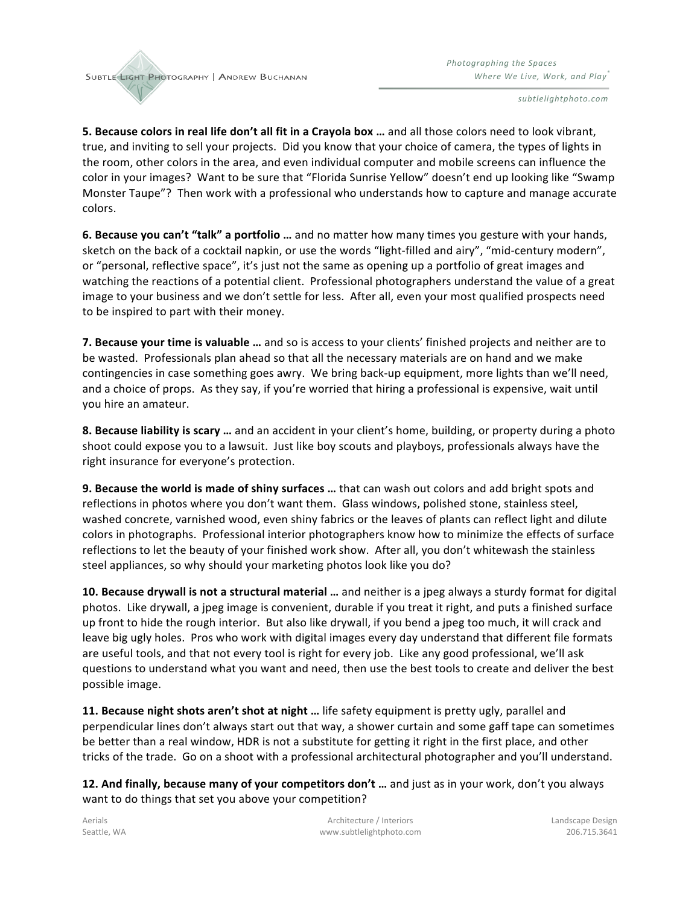**5. Because colors in real life don't all fit in a Crayola box …** and all those colors need to look vibrant, true, and inviting to sell your projects. Did you know that your choice of camera, the types of lights in the room, other colors in the area, and even individual computer and mobile screens can influence the color in your images? Want to be sure that "Florida Sunrise Yellow" doesn't end up looking like "Swamp Monster Taupe"? Then work with a professional who understands how to capture and manage accurate colors.

**6. Because you can't "talk" a portfolio …** and no matter how many times you gesture with your hands, sketch on the back of a cocktail napkin, or use the words "light-filled and airy", "mid-century modern", or "personal, reflective space", it's just not the same as opening up a portfolio of great images and watching the reactions of a potential client. Professional photographers understand the value of a great image to your business and we don't settle for less. After all, even your most qualified prospects need to be inspired to part with their money.

**7. Because your time is valuable …** and so is access to your clients' finished projects and neither are to be wasted. Professionals plan ahead so that all the necessary materials are on hand and we make contingencies in case something goes awry. We bring back-up equipment, more lights than we'll need, and a choice of props. As they say, if you're worried that hiring a professional is expensive, wait until you hire an amateur.

**8. Because liability is scary …** and an accident in your client's home, building, or property during a photo shoot could expose you to a lawsuit. Just like boy scouts and playboys, professionals always have the right insurance for everyone's protection.

**9. Because the world is made of shiny surfaces …** that can wash out colors and add bright spots and reflections in photos where you don't want them. Glass windows, polished stone, stainless steel, washed concrete, varnished wood, even shiny fabrics or the leaves of plants can reflect light and dilute colors in photographs. Professional interior photographers know how to minimize the effects of surface reflections to let the beauty of your finished work show. After all, you don't whitewash the stainless steel appliances, so why should your marketing photos look like you do?

**10. Because drywall is not a structural material …** and neither is a jpeg always a sturdy format for digital photos. Like drywall, a jpeg image is convenient, durable if you treat it right, and puts a finished surface up front to hide the rough interior. But also like drywall, if you bend a jpeg too much, it will crack and leave big ugly holes. Pros who work with digital images every day understand that different file formats are useful tools, and that not every tool is right for every job. Like any good professional, we'll ask questions to understand what you want and need, then use the best tools to create and deliver the best possible image.

**11. Because night shots aren't shot at night …** life safety equipment is pretty ugly, parallel and perpendicular lines don't always start out that way, a shower curtain and some gaff tape can sometimes be better than a real window, HDR is not a substitute for getting it right in the first place, and other tricks of the trade. Go on a shoot with a professional architectural photographer and you'll understand.

**12. And finally, because many of your competitors don't …** and just as in your work, don't you always want to do things that set you above your competition?